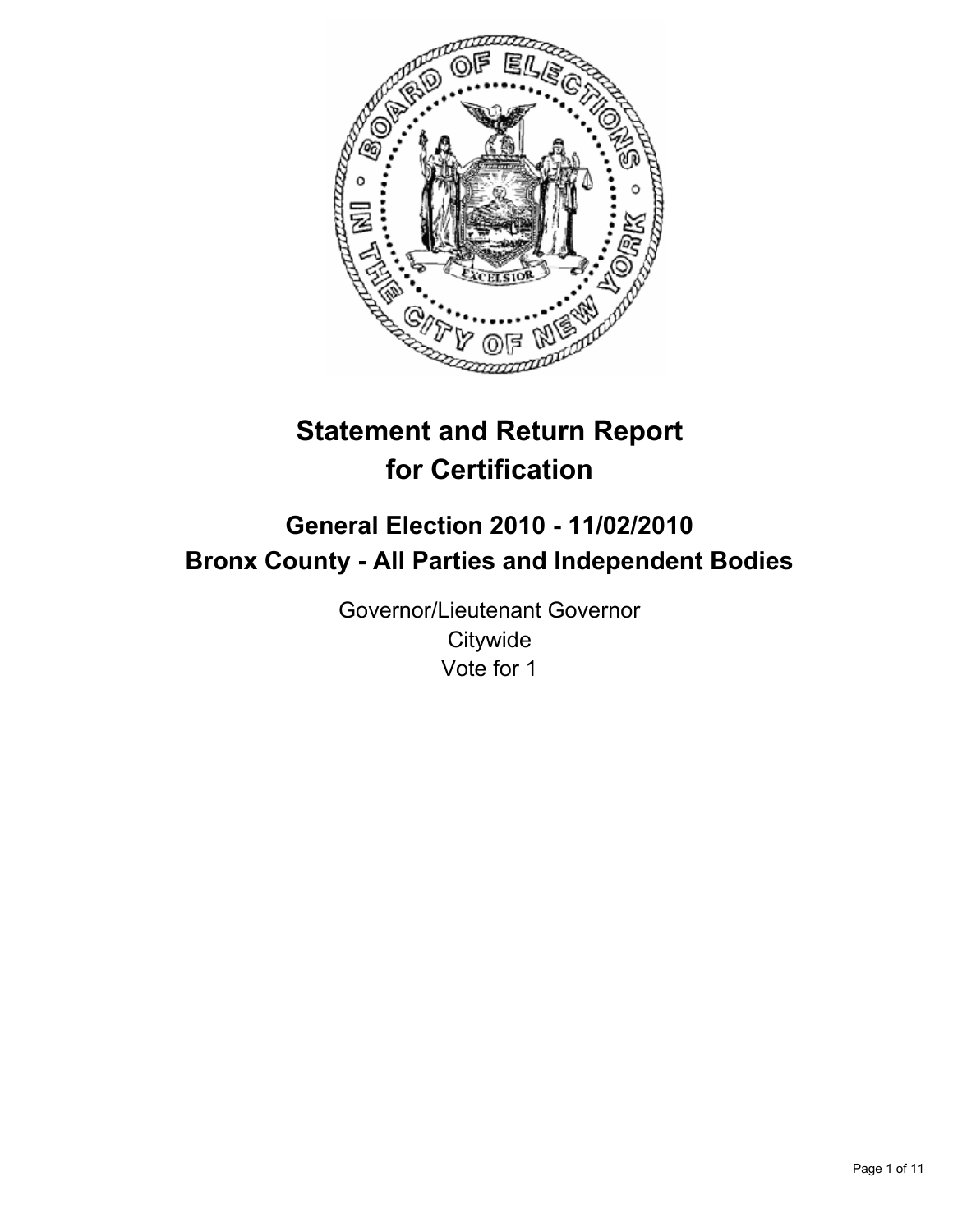# Statement and Return Report for Certification

## General Election 2010 - 11/02/2010
## Bronx County - All Parties and Independent Bodies

Governor/Lieutenant Governor
Citywide
Vote for 1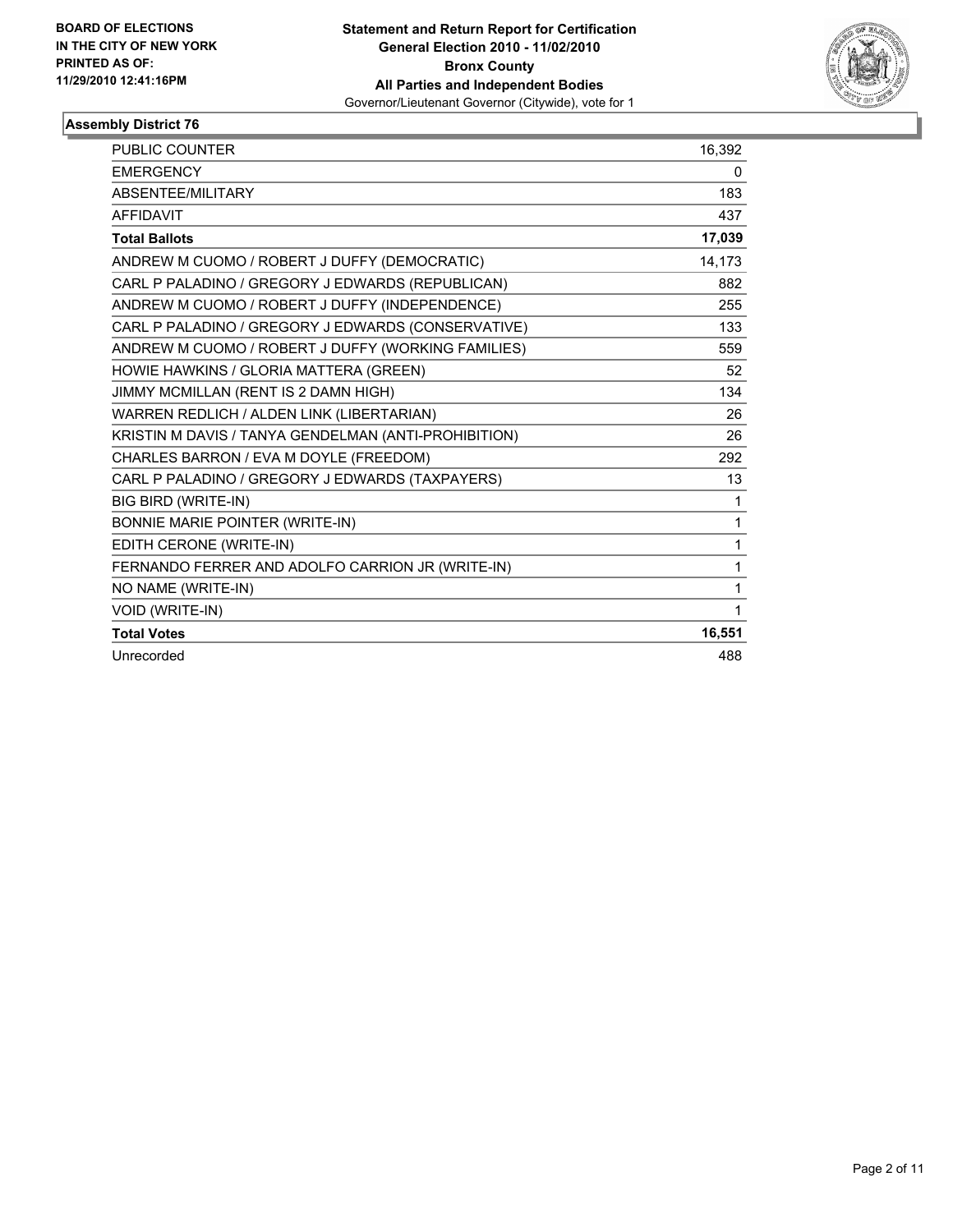**BOARD OF ELECTIONS IN THE CITY OF NEW YORK PRINTED AS OF: 11/29/2010 12:41:16PM**

**Statement and Return Report for Certification General Election 2010 - 11/02/2010 Bronx County All Parties and Independent Bodies**
Governor/Lieutenant Governor (Citywide), vote for 1

### Assembly District 76

| | |
|---|---|
| PUBLIC COUNTER | 16,392 |
| EMERGENCY | 0 |
| ABSENTEE/MILITARY | 183 |
| AFFIDAVIT | 437 |
| **Total Ballots** | **17,039** |
| ANDREW M CUOMO / ROBERT J DUFFY (DEMOCRATIC) | 14,173 |
| CARL P PALADINO / GREGORY J EDWARDS (REPUBLICAN) | 882 |
| ANDREW M CUOMO / ROBERT J DUFFY (INDEPENDENCE) | 255 |
| CARL P PALADINO / GREGORY J EDWARDS (CONSERVATIVE) | 133 |
| ANDREW M CUOMO / ROBERT J DUFFY (WORKING FAMILIES) | 559 |
| HOWIE HAWKINS / GLORIA MATTERA (GREEN) | 52 |
| JIMMY MCMILLAN (RENT IS 2 DAMN HIGH) | 134 |
| WARREN REDLICH / ALDEN LINK (LIBERTARIAN) | 26 |
| KRISTIN M DAVIS / TANYA GENDELMAN (ANTI-PROHIBITION) | 26 |
| CHARLES BARRON / EVA M DOYLE (FREEDOM) | 292 |
| CARL P PALADINO / GREGORY J EDWARDS (TAXPAYERS) | 13 |
| BIG BIRD (WRITE-IN) | 1 |
| BONNIE MARIE POINTER (WRITE-IN) | 1 |
| EDITH CERONE (WRITE-IN) | 1 |
| FERNANDO FERRER AND ADOLFO CARRION JR (WRITE-IN) | 1 |
| NO NAME (WRITE-IN) | 1 |
| VOID (WRITE-IN) | 1 |
| **Total Votes** | **16,551** |
| Unrecorded | 488 |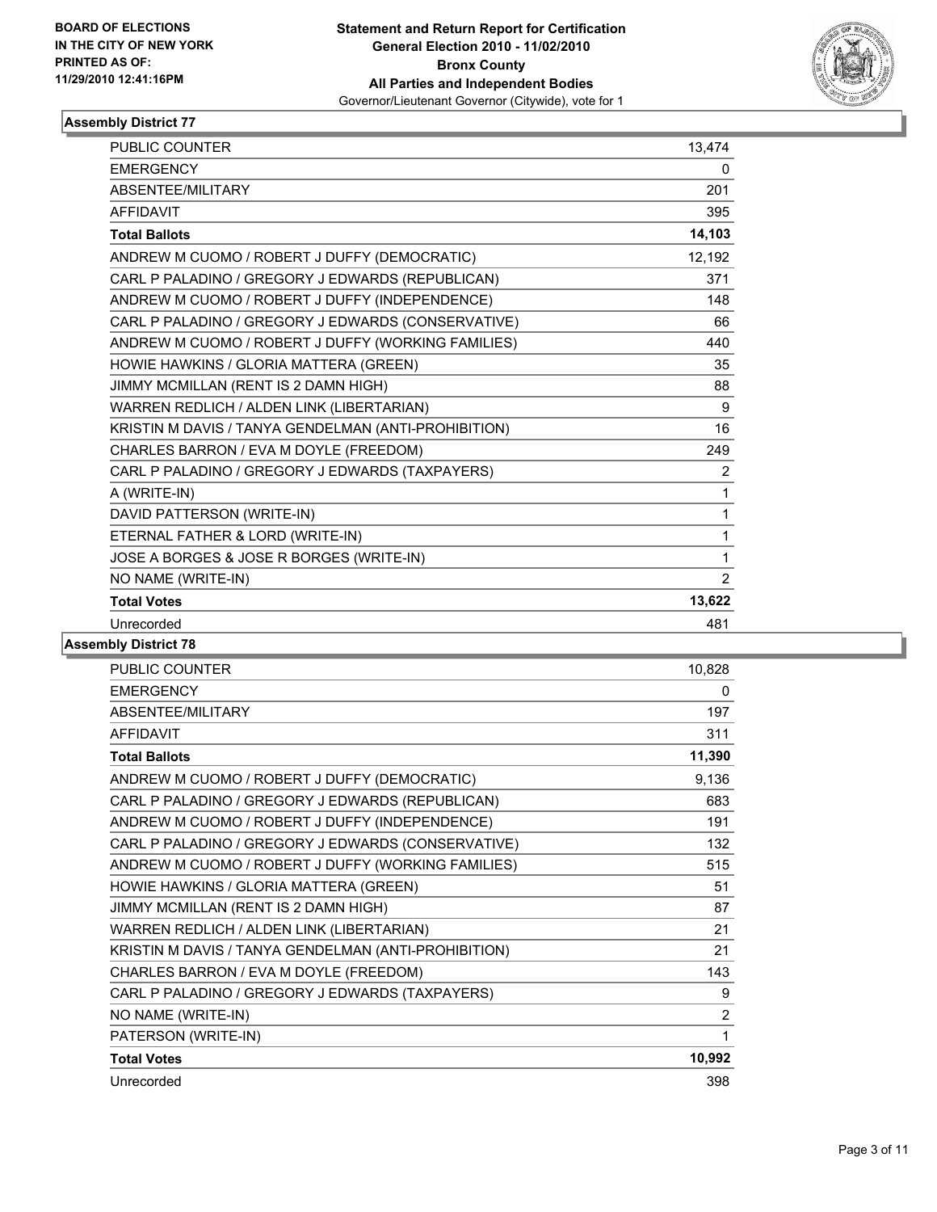BOARD OF ELECTIONS
IN THE CITY OF NEW YORK
PRINTED AS OF:
11/29/2010 12:41:16PM

**Statement and Return Report for Certification**
**General Election 2010 - 11/02/2010**
**Bronx County**
**All Parties and Independent Bodies**
Governor/Lieutenant Governor (Citywide), vote for 1

### Assembly District 77

| | |
|---|---|
| PUBLIC COUNTER | 13,474 |
| EMERGENCY | 0 |
| ABSENTEE/MILITARY | 201 |
| AFFIDAVIT | 395 |
| **Total Ballots** | **14,103** |
| ANDREW M CUOMO / ROBERT J DUFFY (DEMOCRATIC) | 12,192 |
| CARL P PALADINO / GREGORY J EDWARDS (REPUBLICAN) | 371 |
| ANDREW M CUOMO / ROBERT J DUFFY (INDEPENDENCE) | 148 |
| CARL P PALADINO / GREGORY J EDWARDS (CONSERVATIVE) | 66 |
| ANDREW M CUOMO / ROBERT J DUFFY (WORKING FAMILIES) | 440 |
| HOWIE HAWKINS / GLORIA MATTERA (GREEN) | 35 |
| JIMMY MCMILLAN (RENT IS 2 DAMN HIGH) | 88 |
| WARREN REDLICH / ALDEN LINK (LIBERTARIAN) | 9 |
| KRISTIN M DAVIS / TANYA GENDELMAN (ANTI-PROHIBITION) | 16 |
| CHARLES BARRON / EVA M DOYLE (FREEDOM) | 249 |
| CARL P PALADINO / GREGORY J EDWARDS (TAXPAYERS) | 2 |
| A (WRITE-IN) | 1 |
| DAVID PATTERSON (WRITE-IN) | 1 |
| ETERNAL FATHER & LORD (WRITE-IN) | 1 |
| JOSE A BORGES & JOSE R BORGES (WRITE-IN) | 1 |
| NO NAME (WRITE-IN) | 2 |
| **Total Votes** | **13,622** |
| Unrecorded | 481 |

### Assembly District 78

| | |
|---|---|
| PUBLIC COUNTER | 10,828 |
| EMERGENCY | 0 |
| ABSENTEE/MILITARY | 197 |
| AFFIDAVIT | 311 |
| **Total Ballots** | **11,390** |
| ANDREW M CUOMO / ROBERT J DUFFY (DEMOCRATIC) | 9,136 |
| CARL P PALADINO / GREGORY J EDWARDS (REPUBLICAN) | 683 |
| ANDREW M CUOMO / ROBERT J DUFFY (INDEPENDENCE) | 191 |
| CARL P PALADINO / GREGORY J EDWARDS (CONSERVATIVE) | 132 |
| ANDREW M CUOMO / ROBERT J DUFFY (WORKING FAMILIES) | 515 |
| HOWIE HAWKINS / GLORIA MATTERA (GREEN) | 51 |
| JIMMY MCMILLAN (RENT IS 2 DAMN HIGH) | 87 |
| WARREN REDLICH / ALDEN LINK (LIBERTARIAN) | 21 |
| KRISTIN M DAVIS / TANYA GENDELMAN (ANTI-PROHIBITION) | 21 |
| CHARLES BARRON / EVA M DOYLE (FREEDOM) | 143 |
| CARL P PALADINO / GREGORY J EDWARDS (TAXPAYERS) | 9 |
| NO NAME (WRITE-IN) | 2 |
| PATERSON (WRITE-IN) | 1 |
| **Total Votes** | **10,992** |
| Unrecorded | 398 |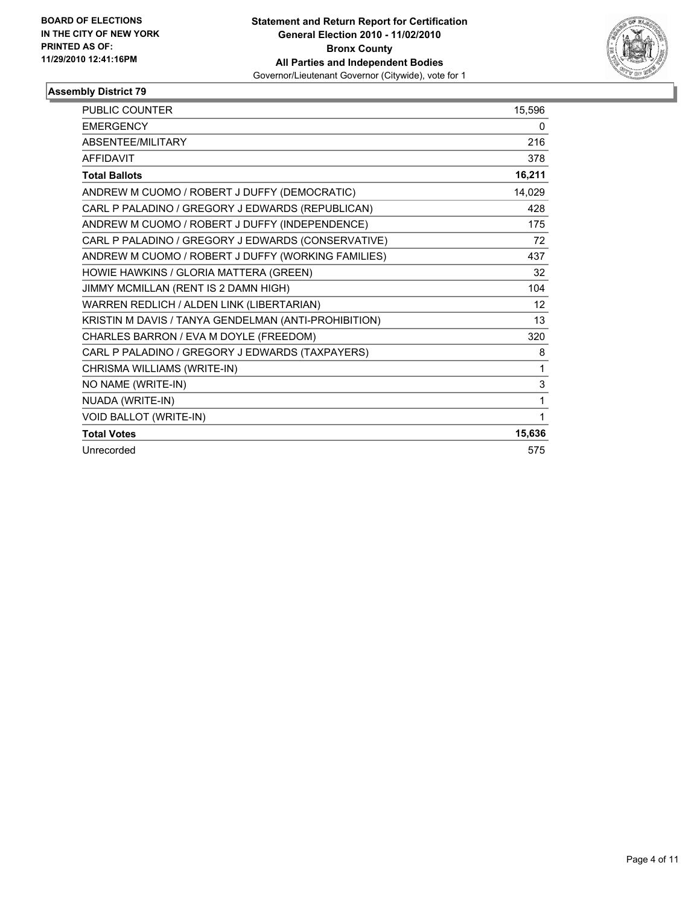**BOARD OF ELECTIONS IN THE CITY OF NEW YORK PRINTED AS OF: 11/29/2010 12:41:16PM**

**Statement and Return Report for Certification General Election 2010 - 11/02/2010 Bronx County All Parties and Independent Bodies**
Governor/Lieutenant Governor (Citywide), vote for 1

## Assembly District 79

| | |
|---|---|
| PUBLIC COUNTER | 15,596 |
| EMERGENCY | 0 |
| ABSENTEE/MILITARY | 216 |
| AFFIDAVIT | 378 |
| **Total Ballots** | **16,211** |
| ANDREW M CUOMO / ROBERT J DUFFY (DEMOCRATIC) | 14,029 |
| CARL P PALADINO / GREGORY J EDWARDS (REPUBLICAN) | 428 |
| ANDREW M CUOMO / ROBERT J DUFFY (INDEPENDENCE) | 175 |
| CARL P PALADINO / GREGORY J EDWARDS (CONSERVATIVE) | 72 |
| ANDREW M CUOMO / ROBERT J DUFFY (WORKING FAMILIES) | 437 |
| HOWIE HAWKINS / GLORIA MATTERA (GREEN) | 32 |
| JIMMY MCMILLAN (RENT IS 2 DAMN HIGH) | 104 |
| WARREN REDLICH / ALDEN LINK (LIBERTARIAN) | 12 |
| KRISTIN M DAVIS / TANYA GENDELMAN (ANTI-PROHIBITION) | 13 |
| CHARLES BARRON / EVA M DOYLE (FREEDOM) | 320 |
| CARL P PALADINO / GREGORY J EDWARDS (TAXPAYERS) | 8 |
| CHRISMA WILLIAMS (WRITE-IN) | 1 |
| NO NAME (WRITE-IN) | 3 |
| NUADA (WRITE-IN) | 1 |
| VOID BALLOT (WRITE-IN) | 1 |
| **Total Votes** | **15,636** |
| Unrecorded | 575 |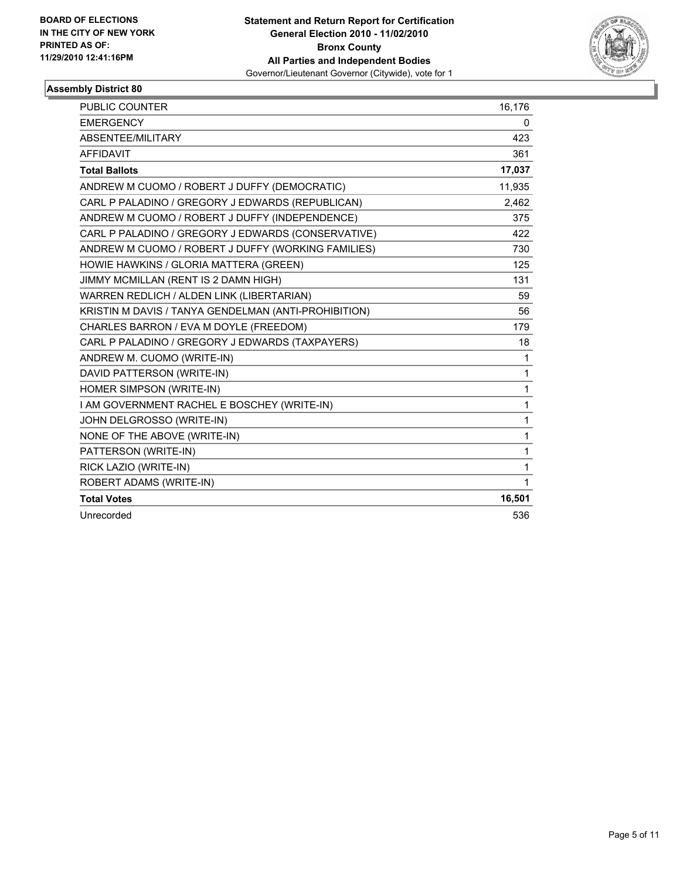**BOARD OF ELECTIONS IN THE CITY OF NEW YORK PRINTED AS OF: 11/29/2010 12:41:16PM**

**Statement and Return Report for Certification**
**General Election 2010 - 11/02/2010**
**Bronx County**
**All Parties and Independent Bodies**
Governor/Lieutenant Governor (Citywide), vote for 1

## Assembly District 80

| | |
|---|---|
| PUBLIC COUNTER | 16,176 |
| EMERGENCY | 0 |
| ABSENTEE/MILITARY | 423 |
| AFFIDAVIT | 361 |
| **Total Ballots** | **17,037** |
| ANDREW M CUOMO / ROBERT J DUFFY (DEMOCRATIC) | 11,935 |
| CARL P PALADINO / GREGORY J EDWARDS (REPUBLICAN) | 2,462 |
| ANDREW M CUOMO / ROBERT J DUFFY (INDEPENDENCE) | 375 |
| CARL P PALADINO / GREGORY J EDWARDS (CONSERVATIVE) | 422 |
| ANDREW M CUOMO / ROBERT J DUFFY (WORKING FAMILIES) | 730 |
| HOWIE HAWKINS / GLORIA MATTERA (GREEN) | 125 |
| JIMMY MCMILLAN (RENT IS 2 DAMN HIGH) | 131 |
| WARREN REDLICH / ALDEN LINK (LIBERTARIAN) | 59 |
| KRISTIN M DAVIS / TANYA GENDELMAN (ANTI-PROHIBITION) | 56 |
| CHARLES BARRON / EVA M DOYLE (FREEDOM) | 179 |
| CARL P PALADINO / GREGORY J EDWARDS (TAXPAYERS) | 18 |
| ANDREW M. CUOMO (WRITE-IN) | 1 |
| DAVID PATTERSON (WRITE-IN) | 1 |
| HOMER SIMPSON (WRITE-IN) | 1 |
| I AM GOVERNMENT RACHEL E BOSCHEY (WRITE-IN) | 1 |
| JOHN DELGROSSO (WRITE-IN) | 1 |
| NONE OF THE ABOVE (WRITE-IN) | 1 |
| PATTERSON (WRITE-IN) | 1 |
| RICK LAZIO (WRITE-IN) | 1 |
| ROBERT ADAMS (WRITE-IN) | 1 |
| **Total Votes** | **16,501** |
| Unrecorded | 536 |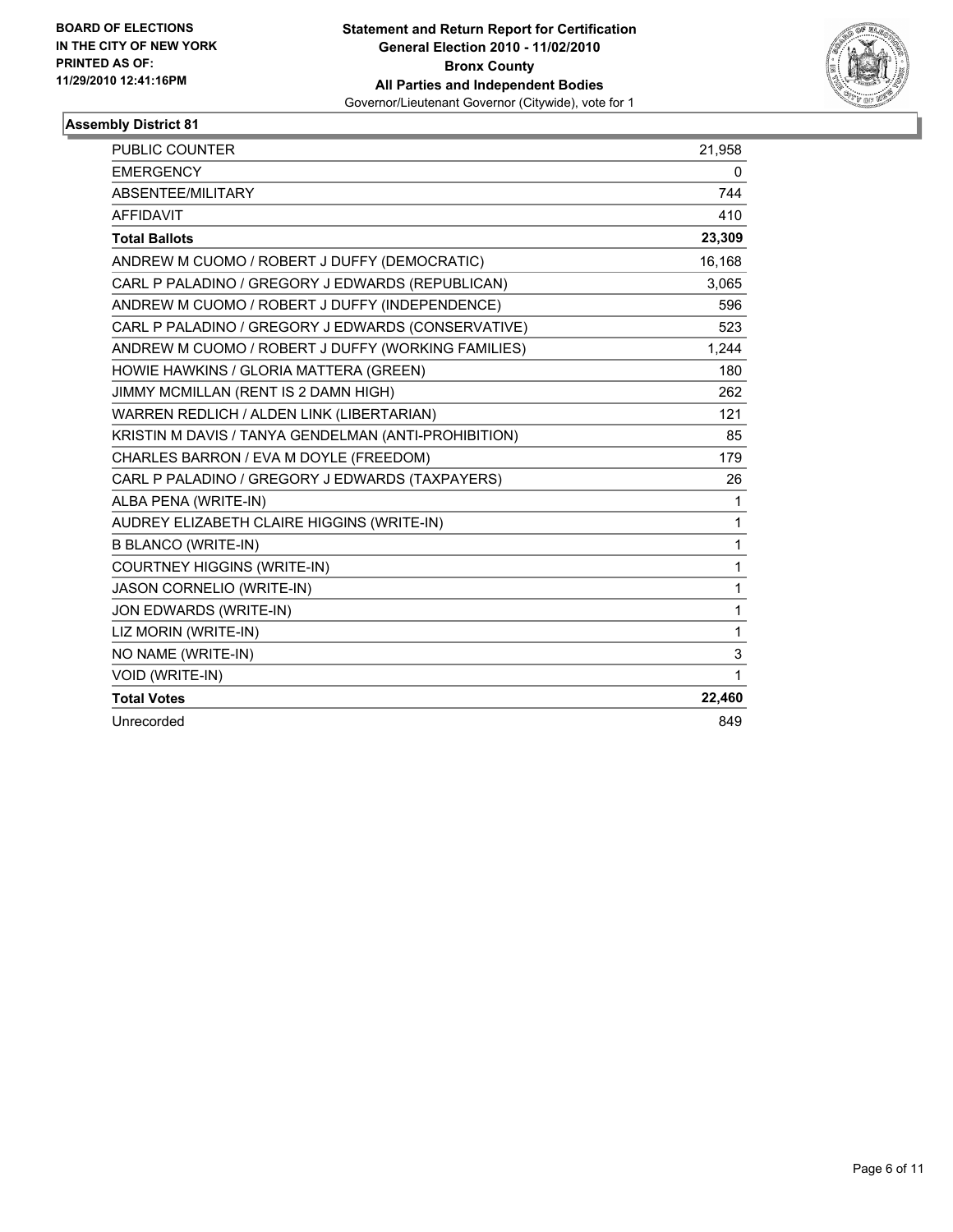**BOARD OF ELECTIONS IN THE CITY OF NEW YORK PRINTED AS OF: 11/29/2010 12:41:16PM**

**Statement and Return Report for Certification General Election 2010 - 11/02/2010 Bronx County All Parties and Independent Bodies**
Governor/Lieutenant Governor (Citywide), vote for 1

**Assembly District 81**

| | |
|---|---|
| PUBLIC COUNTER | 21,958 |
| EMERGENCY | 0 |
| ABSENTEE/MILITARY | 744 |
| AFFIDAVIT | 410 |
| **Total Ballots** | **23,309** |
| ANDREW M CUOMO / ROBERT J DUFFY (DEMOCRATIC) | 16,168 |
| CARL P PALADINO / GREGORY J EDWARDS (REPUBLICAN) | 3,065 |
| ANDREW M CUOMO / ROBERT J DUFFY (INDEPENDENCE) | 596 |
| CARL P PALADINO / GREGORY J EDWARDS (CONSERVATIVE) | 523 |
| ANDREW M CUOMO / ROBERT J DUFFY (WORKING FAMILIES) | 1,244 |
| HOWIE HAWKINS / GLORIA MATTERA (GREEN) | 180 |
| JIMMY MCMILLAN (RENT IS 2 DAMN HIGH) | 262 |
| WARREN REDLICH / ALDEN LINK (LIBERTARIAN) | 121 |
| KRISTIN M DAVIS / TANYA GENDELMAN (ANTI-PROHIBITION) | 85 |
| CHARLES BARRON / EVA M DOYLE (FREEDOM) | 179 |
| CARL P PALADINO / GREGORY J EDWARDS (TAXPAYERS) | 26 |
| ALBA PENA (WRITE-IN) | 1 |
| AUDREY ELIZABETH CLAIRE HIGGINS (WRITE-IN) | 1 |
| B BLANCO (WRITE-IN) | 1 |
| COURTNEY HIGGINS (WRITE-IN) | 1 |
| JASON CORNELIO (WRITE-IN) | 1 |
| JON EDWARDS (WRITE-IN) | 1 |
| LIZ MORIN (WRITE-IN) | 1 |
| NO NAME (WRITE-IN) | 3 |
| VOID (WRITE-IN) | 1 |
| **Total Votes** | **22,460** |
| Unrecorded | 849 |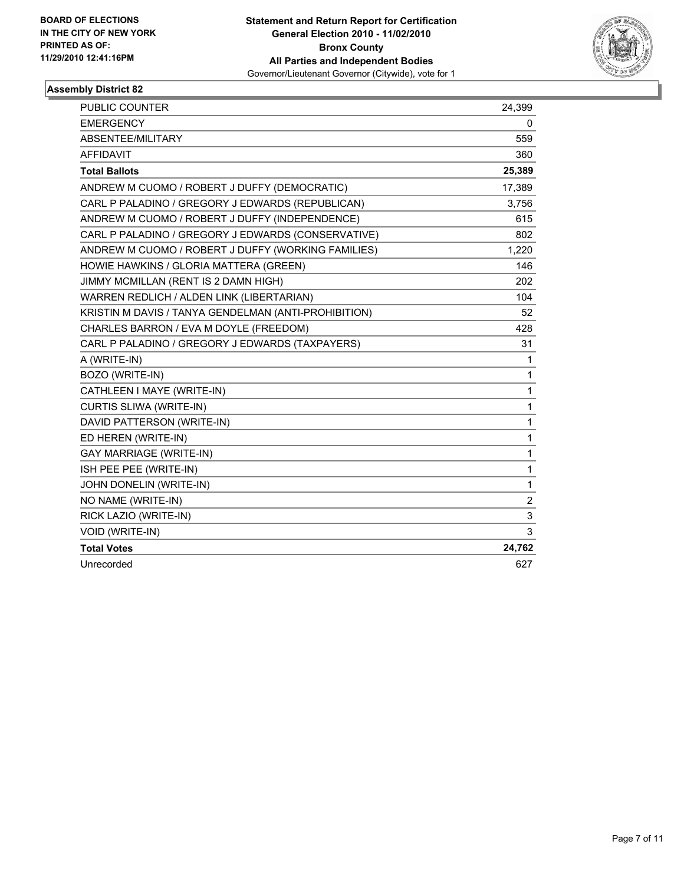**BOARD OF ELECTIONS**
**IN THE CITY OF NEW YORK**
**PRINTED AS OF:**
**11/29/2010 12:41:16PM**

**Statement and Return Report for Certification**
**General Election 2010 - 11/02/2010**
**Bronx County**
**All Parties and Independent Bodies**
Governor/Lieutenant Governor (Citywide), vote for 1

### Assembly District 82

| | |
|---|---|
| PUBLIC COUNTER | 24,399 |
| EMERGENCY | 0 |
| ABSENTEE/MILITARY | 559 |
| AFFIDAVIT | 360 |
| **Total Ballots** | **25,389** |
| ANDREW M CUOMO / ROBERT J DUFFY (DEMOCRATIC) | 17,389 |
| CARL P PALADINO / GREGORY J EDWARDS (REPUBLICAN) | 3,756 |
| ANDREW M CUOMO / ROBERT J DUFFY (INDEPENDENCE) | 615 |
| CARL P PALADINO / GREGORY J EDWARDS (CONSERVATIVE) | 802 |
| ANDREW M CUOMO / ROBERT J DUFFY (WORKING FAMILIES) | 1,220 |
| HOWIE HAWKINS / GLORIA MATTERA (GREEN) | 146 |
| JIMMY MCMILLAN (RENT IS 2 DAMN HIGH) | 202 |
| WARREN REDLICH / ALDEN LINK (LIBERTARIAN) | 104 |
| KRISTIN M DAVIS / TANYA GENDELMAN (ANTI-PROHIBITION) | 52 |
| CHARLES BARRON / EVA M DOYLE (FREEDOM) | 428 |
| CARL P PALADINO / GREGORY J EDWARDS (TAXPAYERS) | 31 |
| A (WRITE-IN) | 1 |
| BOZO (WRITE-IN) | 1 |
| CATHLEEN I MAYE (WRITE-IN) | 1 |
| CURTIS SLIWA (WRITE-IN) | 1 |
| DAVID PATTERSON (WRITE-IN) | 1 |
| ED HEREN (WRITE-IN) | 1 |
| GAY MARRIAGE (WRITE-IN) | 1 |
| ISH PEE PEE (WRITE-IN) | 1 |
| JOHN DONELIN (WRITE-IN) | 1 |
| NO NAME (WRITE-IN) | 2 |
| RICK LAZIO (WRITE-IN) | 3 |
| VOID (WRITE-IN) | 3 |
| **Total Votes** | **24,762** |
| Unrecorded | 627 |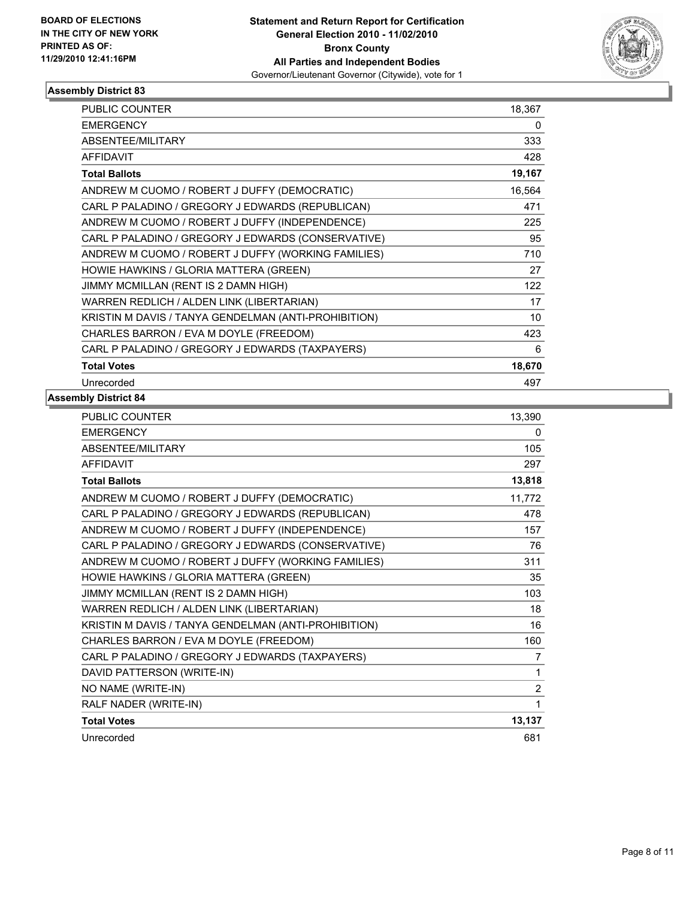**BOARD OF ELECTIONS IN THE CITY OF NEW YORK PRINTED AS OF: 11/29/2010 12:41:16PM**

**Statement and Return Report for Certification General Election 2010 - 11/02/2010 Bronx County All Parties and Independent Bodies**
Governor/Lieutenant Governor (Citywide), vote for 1

## Assembly District 83

| | |
|---|---|
| PUBLIC COUNTER | 18,367 |
| EMERGENCY | 0 |
| ABSENTEE/MILITARY | 333 |
| AFFIDAVIT | 428 |
| **Total Ballots** | **19,167** |
| ANDREW M CUOMO / ROBERT J DUFFY (DEMOCRATIC) | 16,564 |
| CARL P PALADINO / GREGORY J EDWARDS (REPUBLICAN) | 471 |
| ANDREW M CUOMO / ROBERT J DUFFY (INDEPENDENCE) | 225 |
| CARL P PALADINO / GREGORY J EDWARDS (CONSERVATIVE) | 95 |
| ANDREW M CUOMO / ROBERT J DUFFY (WORKING FAMILIES) | 710 |
| HOWIE HAWKINS / GLORIA MATTERA (GREEN) | 27 |
| JIMMY MCMILLAN (RENT IS 2 DAMN HIGH) | 122 |
| WARREN REDLICH / ALDEN LINK (LIBERTARIAN) | 17 |
| KRISTIN M DAVIS / TANYA GENDELMAN (ANTI-PROHIBITION) | 10 |
| CHARLES BARRON / EVA M DOYLE (FREEDOM) | 423 |
| CARL P PALADINO / GREGORY J EDWARDS (TAXPAYERS) | 6 |
| **Total Votes** | **18,670** |
| Unrecorded | 497 |

## Assembly District 84

| | |
|---|---|
| PUBLIC COUNTER | 13,390 |
| EMERGENCY | 0 |
| ABSENTEE/MILITARY | 105 |
| AFFIDAVIT | 297 |
| **Total Ballots** | **13,818** |
| ANDREW M CUOMO / ROBERT J DUFFY (DEMOCRATIC) | 11,772 |
| CARL P PALADINO / GREGORY J EDWARDS (REPUBLICAN) | 478 |
| ANDREW M CUOMO / ROBERT J DUFFY (INDEPENDENCE) | 157 |
| CARL P PALADINO / GREGORY J EDWARDS (CONSERVATIVE) | 76 |
| ANDREW M CUOMO / ROBERT J DUFFY (WORKING FAMILIES) | 311 |
| HOWIE HAWKINS / GLORIA MATTERA (GREEN) | 35 |
| JIMMY MCMILLAN (RENT IS 2 DAMN HIGH) | 103 |
| WARREN REDLICH / ALDEN LINK (LIBERTARIAN) | 18 |
| KRISTIN M DAVIS / TANYA GENDELMAN (ANTI-PROHIBITION) | 16 |
| CHARLES BARRON / EVA M DOYLE (FREEDOM) | 160 |
| CARL P PALADINO / GREGORY J EDWARDS (TAXPAYERS) | 7 |
| DAVID PATTERSON (WRITE-IN) | 1 |
| NO NAME (WRITE-IN) | 2 |
| RALF NADER (WRITE-IN) | 1 |
| **Total Votes** | **13,137** |
| Unrecorded | 681 |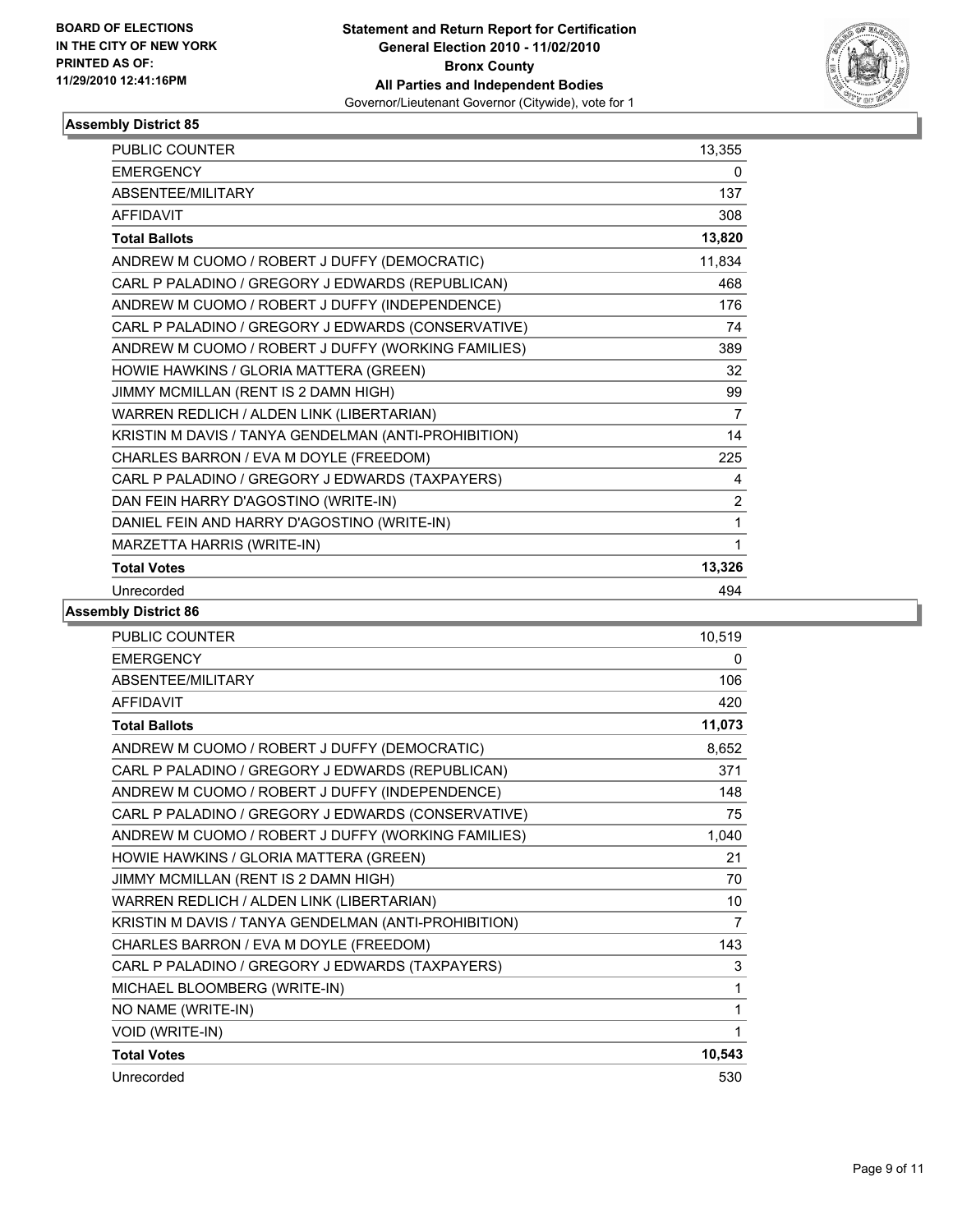BOARD OF ELECTIONS
IN THE CITY OF NEW YORK
PRINTED AS OF:
11/29/2010 12:41:16PM

**Statement and Return Report for Certification**
**General Election 2010 - 11/02/2010**
**Bronx County**
**All Parties and Independent Bodies**
Governor/Lieutenant Governor (Citywide), vote for 1

## Assembly District 85

| | |
|---|---|
| PUBLIC COUNTER | 13,355 |
| EMERGENCY | 0 |
| ABSENTEE/MILITARY | 137 |
| AFFIDAVIT | 308 |
| **Total Ballots** | **13,820** |
| ANDREW M CUOMO / ROBERT J DUFFY (DEMOCRATIC) | 11,834 |
| CARL P PALADINO / GREGORY J EDWARDS (REPUBLICAN) | 468 |
| ANDREW M CUOMO / ROBERT J DUFFY (INDEPENDENCE) | 176 |
| CARL P PALADINO / GREGORY J EDWARDS (CONSERVATIVE) | 74 |
| ANDREW M CUOMO / ROBERT J DUFFY (WORKING FAMILIES) | 389 |
| HOWIE HAWKINS / GLORIA MATTERA (GREEN) | 32 |
| JIMMY MCMILLAN (RENT IS 2 DAMN HIGH) | 99 |
| WARREN REDLICH / ALDEN LINK (LIBERTARIAN) | 7 |
| KRISTIN M DAVIS / TANYA GENDELMAN (ANTI-PROHIBITION) | 14 |
| CHARLES BARRON / EVA M DOYLE (FREEDOM) | 225 |
| CARL P PALADINO / GREGORY J EDWARDS (TAXPAYERS) | 4 |
| DAN FEIN HARRY D'AGOSTINO (WRITE-IN) | 2 |
| DANIEL FEIN AND HARRY D'AGOSTINO (WRITE-IN) | 1 |
| MARZETTA HARRIS (WRITE-IN) | 1 |
| **Total Votes** | **13,326** |
| Unrecorded | 494 |

## Assembly District 86

| | |
|---|---|
| PUBLIC COUNTER | 10,519 |
| EMERGENCY | 0 |
| ABSENTEE/MILITARY | 106 |
| AFFIDAVIT | 420 |
| **Total Ballots** | **11,073** |
| ANDREW M CUOMO / ROBERT J DUFFY (DEMOCRATIC) | 8,652 |
| CARL P PALADINO / GREGORY J EDWARDS (REPUBLICAN) | 371 |
| ANDREW M CUOMO / ROBERT J DUFFY (INDEPENDENCE) | 148 |
| CARL P PALADINO / GREGORY J EDWARDS (CONSERVATIVE) | 75 |
| ANDREW M CUOMO / ROBERT J DUFFY (WORKING FAMILIES) | 1,040 |
| HOWIE HAWKINS / GLORIA MATTERA (GREEN) | 21 |
| JIMMY MCMILLAN (RENT IS 2 DAMN HIGH) | 70 |
| WARREN REDLICH / ALDEN LINK (LIBERTARIAN) | 10 |
| KRISTIN M DAVIS / TANYA GENDELMAN (ANTI-PROHIBITION) | 7 |
| CHARLES BARRON / EVA M DOYLE (FREEDOM) | 143 |
| CARL P PALADINO / GREGORY J EDWARDS (TAXPAYERS) | 3 |
| MICHAEL BLOOMBERG (WRITE-IN) | 1 |
| NO NAME (WRITE-IN) | 1 |
| VOID (WRITE-IN) | 1 |
| **Total Votes** | **10,543** |
| Unrecorded | 530 |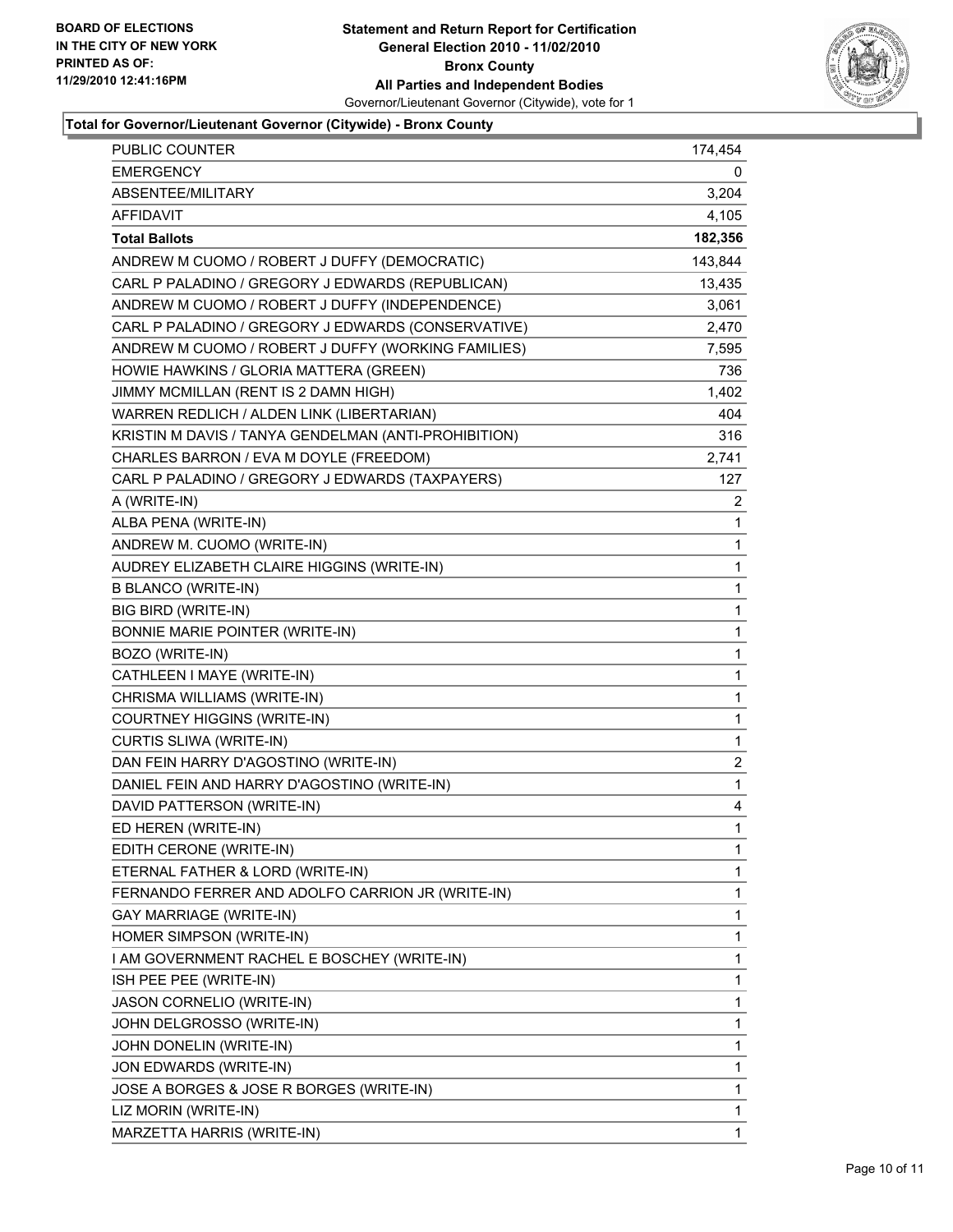**BOARD OF ELECTIONS IN THE CITY OF NEW YORK PRINTED AS OF: 11/29/2010 12:41:16PM**

**Statement and Return Report for Certification**
**General Election 2010 - 11/02/2010**
**Bronx County**
**All Parties and Independent Bodies**
Governor/Lieutenant Governor (Citywide), vote for 1

**Total for Governor/Lieutenant Governor (Citywide) - Bronx County**

| | |
|---|---|
| PUBLIC COUNTER | 174,454 |
| EMERGENCY | 0 |
| ABSENTEE/MILITARY | 3,204 |
| AFFIDAVIT | 4,105 |
| **Total Ballots** | **182,356** |
| ANDREW M CUOMO / ROBERT J DUFFY (DEMOCRATIC) | 143,844 |
| CARL P PALADINO / GREGORY J EDWARDS (REPUBLICAN) | 13,435 |
| ANDREW M CUOMO / ROBERT J DUFFY (INDEPENDENCE) | 3,061 |
| CARL P PALADINO / GREGORY J EDWARDS (CONSERVATIVE) | 2,470 |
| ANDREW M CUOMO / ROBERT J DUFFY (WORKING FAMILIES) | 7,595 |
| HOWIE HAWKINS / GLORIA MATTERA (GREEN) | 736 |
| JIMMY MCMILLAN (RENT IS 2 DAMN HIGH) | 1,402 |
| WARREN REDLICH / ALDEN LINK (LIBERTARIAN) | 404 |
| KRISTIN M DAVIS / TANYA GENDELMAN (ANTI-PROHIBITION) | 316 |
| CHARLES BARRON / EVA M DOYLE (FREEDOM) | 2,741 |
| CARL P PALADINO / GREGORY J EDWARDS (TAXPAYERS) | 127 |
| A (WRITE-IN) | 2 |
| ALBA PENA (WRITE-IN) | 1 |
| ANDREW M. CUOMO (WRITE-IN) | 1 |
| AUDREY ELIZABETH CLAIRE HIGGINS (WRITE-IN) | 1 |
| B BLANCO (WRITE-IN) | 1 |
| BIG BIRD (WRITE-IN) | 1 |
| BONNIE MARIE POINTER (WRITE-IN) | 1 |
| BOZO (WRITE-IN) | 1 |
| CATHLEEN I MAYE (WRITE-IN) | 1 |
| CHRISMA WILLIAMS (WRITE-IN) | 1 |
| COURTNEY HIGGINS (WRITE-IN) | 1 |
| CURTIS SLIWA (WRITE-IN) | 1 |
| DAN FEIN HARRY D'AGOSTINO (WRITE-IN) | 2 |
| DANIEL FEIN AND HARRY D'AGOSTINO (WRITE-IN) | 1 |
| DAVID PATTERSON (WRITE-IN) | 4 |
| ED HEREN (WRITE-IN) | 1 |
| EDITH CERONE (WRITE-IN) | 1 |
| ETERNAL FATHER & LORD (WRITE-IN) | 1 |
| FERNANDO FERRER AND ADOLFO CARRION JR (WRITE-IN) | 1 |
| GAY MARRIAGE (WRITE-IN) | 1 |
| HOMER SIMPSON (WRITE-IN) | 1 |
| I AM GOVERNMENT RACHEL E BOSCHEY (WRITE-IN) | 1 |
| ISH PEE PEE (WRITE-IN) | 1 |
| JASON CORNELIO (WRITE-IN) | 1 |
| JOHN DELGROSSO (WRITE-IN) | 1 |
| JOHN DONELIN (WRITE-IN) | 1 |
| JON EDWARDS (WRITE-IN) | 1 |
| JOSE A BORGES & JOSE R BORGES (WRITE-IN) | 1 |
| LIZ MORIN (WRITE-IN) | 1 |
| MARZETTA HARRIS (WRITE-IN) | 1 |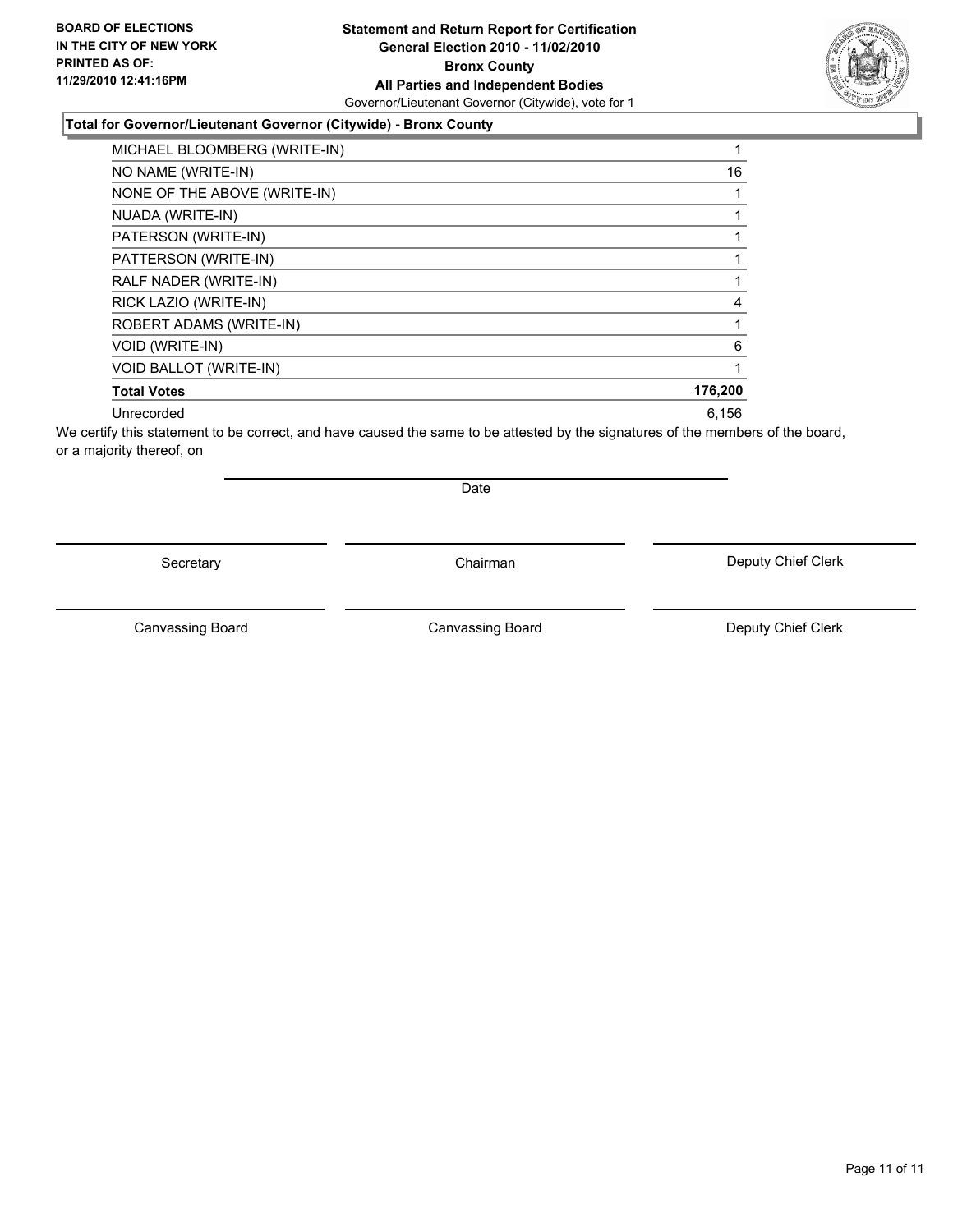**BOARD OF ELECTIONS IN THE CITY OF NEW YORK PRINTED AS OF: 11/29/2010 12:41:16PM**

**Statement and Return Report for Certification**
**General Election 2010 - 11/02/2010**
**Bronx County**
**All Parties and Independent Bodies**
Governor/Lieutenant Governor (Citywide), vote for 1

**Total for Governor/Lieutenant Governor (Citywide) - Bronx County**

| | |
|---|---|
| MICHAEL BLOOMBERG (WRITE-IN) | 1 |
| NO NAME (WRITE-IN) | 16 |
| NONE OF THE ABOVE (WRITE-IN) | 1 |
| NUADA (WRITE-IN) | 1 |
| PATERSON (WRITE-IN) | 1 |
| PATTERSON (WRITE-IN) | 1 |
| RALF NADER (WRITE-IN) | 1 |
| RICK LAZIO (WRITE-IN) | 4 |
| ROBERT ADAMS (WRITE-IN) | 1 |
| VOID (WRITE-IN) | 6 |
| VOID BALLOT (WRITE-IN) | 1 |
| **Total Votes** | **176,200** |
| Unrecorded | 6,156 |

We certify this statement to be correct, and have caused the same to be attested by the signatures of the members of the board, or a majority thereof, on

Date

Secretary | Chairman | Deputy Chief Clerk

Canvassing Board | Canvassing Board | Deputy Chief Clerk